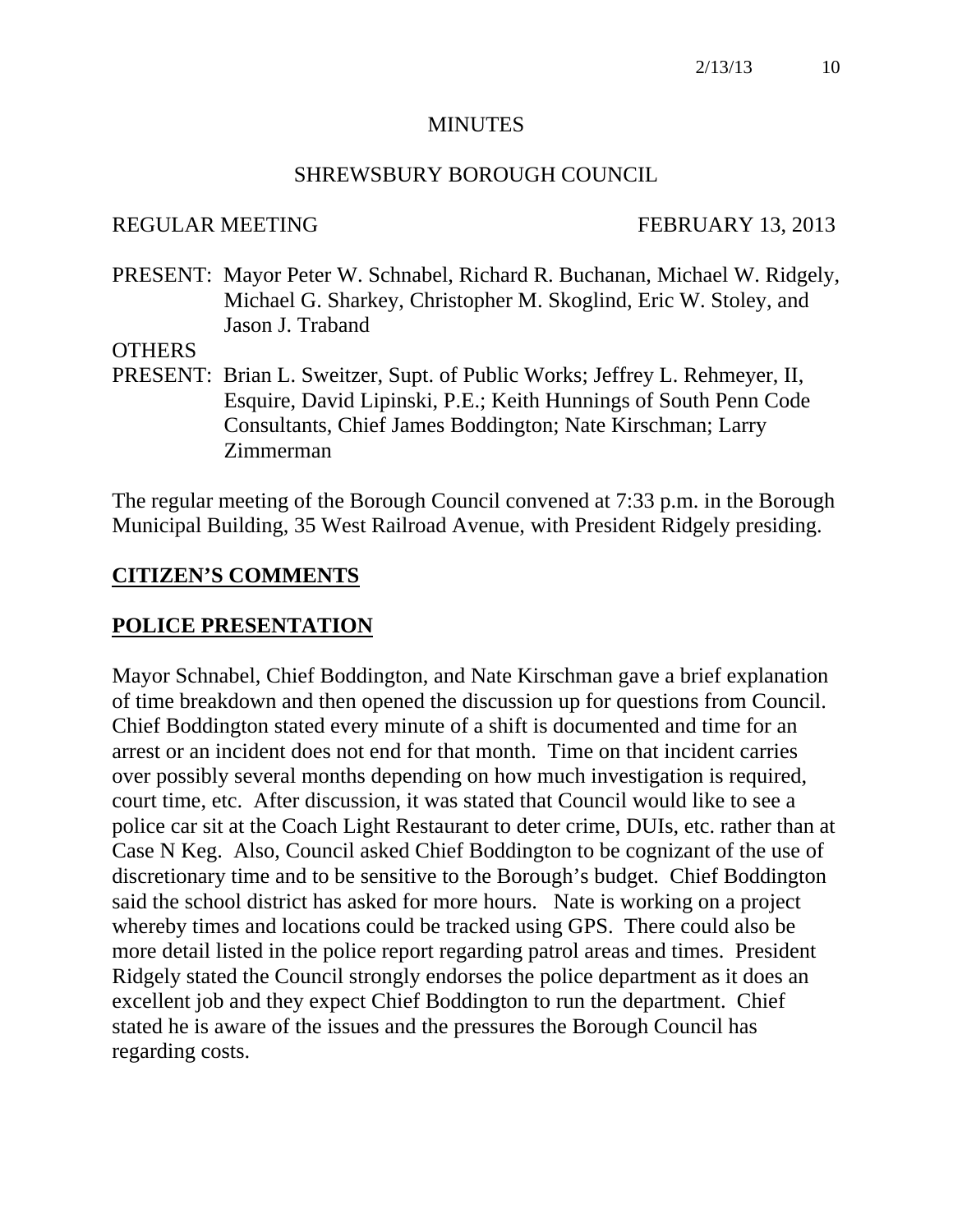# MINUTES

## SHREWSBURY BOROUGH COUNCIL

REGULAR MEETING FEBRUARY 13, 2013

PRESENT: Mayor Peter W. Schnabel, Richard R. Buchanan, Michael W. Ridgely, Michael G. Sharkey, Christopher M. Skoglind, Eric W. Stoley, and Jason J. Traband

OTHERS
PRESENT: Brian L. Sweitzer, Supt. of Public Works; Jeffrey L. Rehmeyer, II, Esquire, David Lipinski, P.E.; Keith Hunnings of South Penn Code Consultants, Chief James Boddington; Nate Kirschman; Larry Zimmerman

The regular meeting of the Borough Council convened at 7:33 p.m. in the Borough Municipal Building, 35 West Railroad Avenue, with President Ridgely presiding.

**CITIZEN'S COMMENTS**

**POLICE PRESENTATION**

Mayor Schnabel, Chief Boddington, and Nate Kirschman gave a brief explanation of time breakdown and then opened the discussion up for questions from Council. Chief Boddington stated every minute of a shift is documented and time for an arrest or an incident does not end for that month. Time on that incident carries over possibly several months depending on how much investigation is required, court time, etc. After discussion, it was stated that Council would like to see a police car sit at the Coach Light Restaurant to deter crime, DUIs, etc. rather than at Case N Keg. Also, Council asked Chief Boddington to be cognizant of the use of discretionary time and to be sensitive to the Borough's budget. Chief Boddington said the school district has asked for more hours. Nate is working on a project whereby times and locations could be tracked using GPS. There could also be more detail listed in the police report regarding patrol areas and times. President Ridgely stated the Council strongly endorses the police department as it does an excellent job and they expect Chief Boddington to run the department. Chief stated he is aware of the issues and the pressures the Borough Council has regarding costs.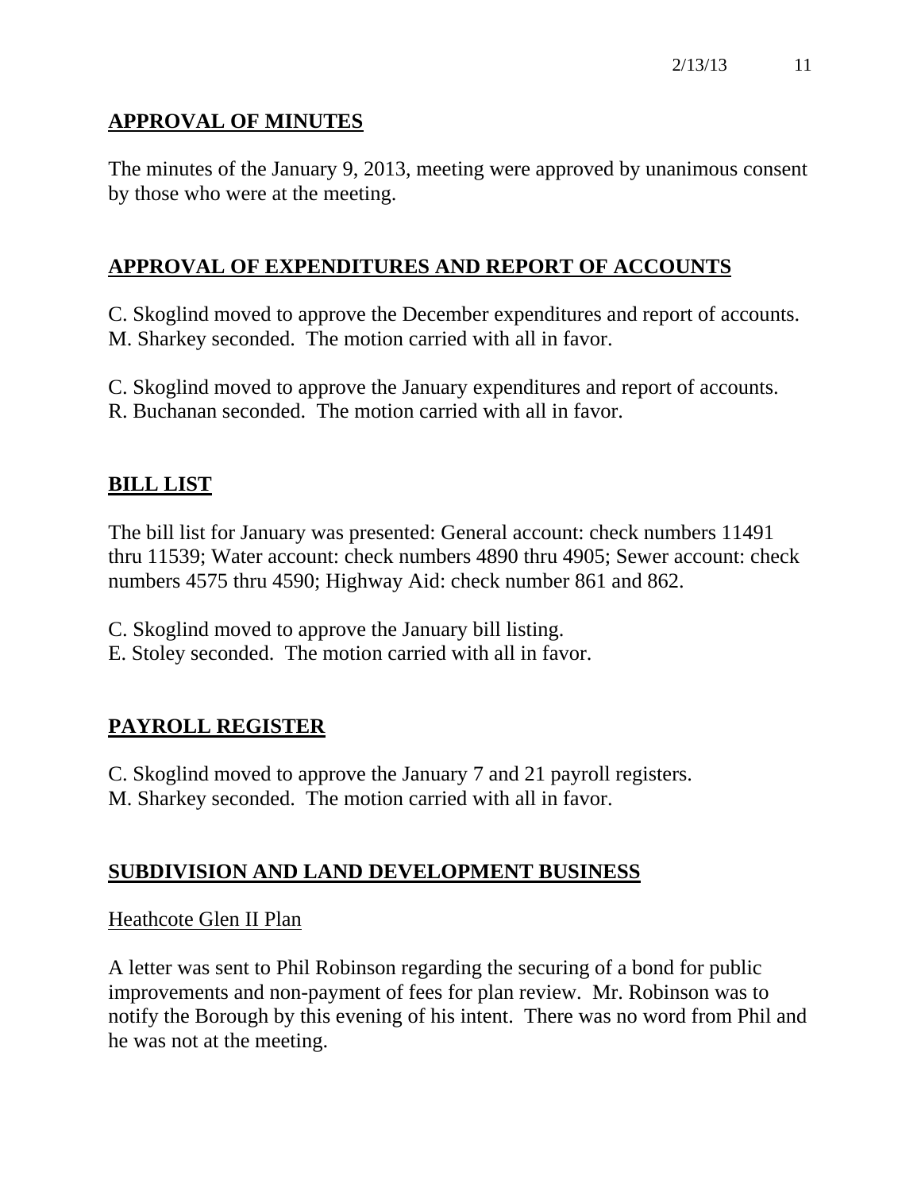## APPROVAL OF MINUTES

The minutes of the January 9, 2013, meeting were approved by unanimous consent by those who were at the meeting.

## APPROVAL OF EXPENDITURES AND REPORT OF ACCOUNTS

C. Skoglind moved to approve the December expenditures and report of accounts. M. Sharkey seconded. The motion carried with all in favor.

C. Skoglind moved to approve the January expenditures and report of accounts. R. Buchanan seconded. The motion carried with all in favor.

## BILL LIST

The bill list for January was presented: General account: check numbers 11491 thru 11539; Water account: check numbers 4890 thru 4905; Sewer account: check numbers 4575 thru 4590; Highway Aid: check number 861 and 862.

C. Skoglind moved to approve the January bill listing.
E. Stoley seconded. The motion carried with all in favor.

## PAYROLL REGISTER

C. Skoglind moved to approve the January 7 and 21 payroll registers.
M. Sharkey seconded. The motion carried with all in favor.

## SUBDIVISION AND LAND DEVELOPMENT BUSINESS

Heathcote Glen II Plan

A letter was sent to Phil Robinson regarding the securing of a bond for public improvements and non-payment of fees for plan review. Mr. Robinson was to notify the Borough by this evening of his intent. There was no word from Phil and he was not at the meeting.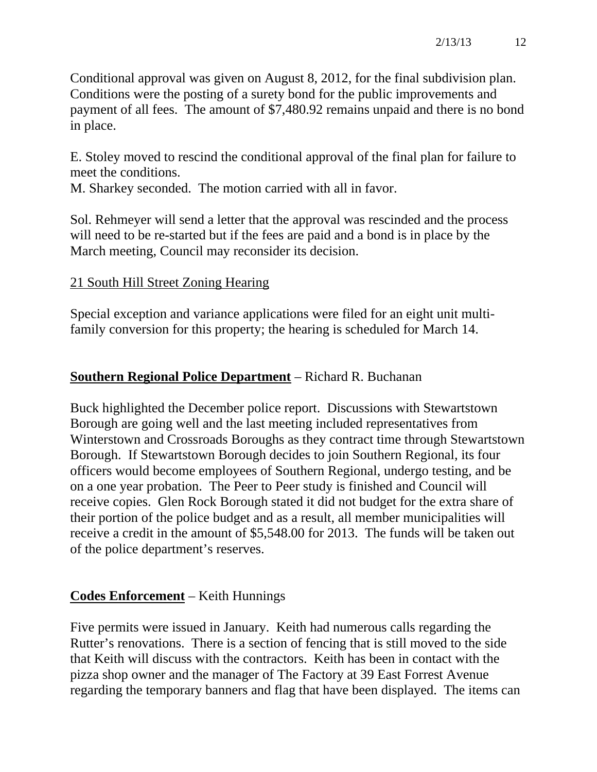Conditional approval was given on August 8, 2012, for the final subdivision plan. Conditions were the posting of a surety bond for the public improvements and payment of all fees. The amount of $7,480.92 remains unpaid and there is no bond in place.

E. Stoley moved to rescind the conditional approval of the final plan for failure to meet the conditions.
M. Sharkey seconded. The motion carried with all in favor.

Sol. Rehmeyer will send a letter that the approval was rescinded and the process will need to be re-started but if the fees are paid and a bond is in place by the March meeting, Council may reconsider its decision.

<u>21 South Hill Street Zoning Hearing</u>

Special exception and variance applications were filed for an eight unit multi-family conversion for this property; the hearing is scheduled for March 14.

**<u>Southern Regional Police Department</u>** – Richard R. Buchanan

Buck highlighted the December police report. Discussions with Stewartstown Borough are going well and the last meeting included representatives from Winterstown and Crossroads Boroughs as they contract time through Stewartstown Borough. If Stewartstown Borough decides to join Southern Regional, its four officers would become employees of Southern Regional, undergo testing, and be on a one year probation. The Peer to Peer study is finished and Council will receive copies. Glen Rock Borough stated it did not budget for the extra share of their portion of the police budget and as a result, all member municipalities will receive a credit in the amount of $5,548.00 for 2013. The funds will be taken out of the police department's reserves.

**<u>Codes Enforcement</u>** – Keith Hunnings

Five permits were issued in January. Keith had numerous calls regarding the Rutter's renovations. There is a section of fencing that is still moved to the side that Keith will discuss with the contractors. Keith has been in contact with the pizza shop owner and the manager of The Factory at 39 East Forrest Avenue regarding the temporary banners and flag that have been displayed. The items can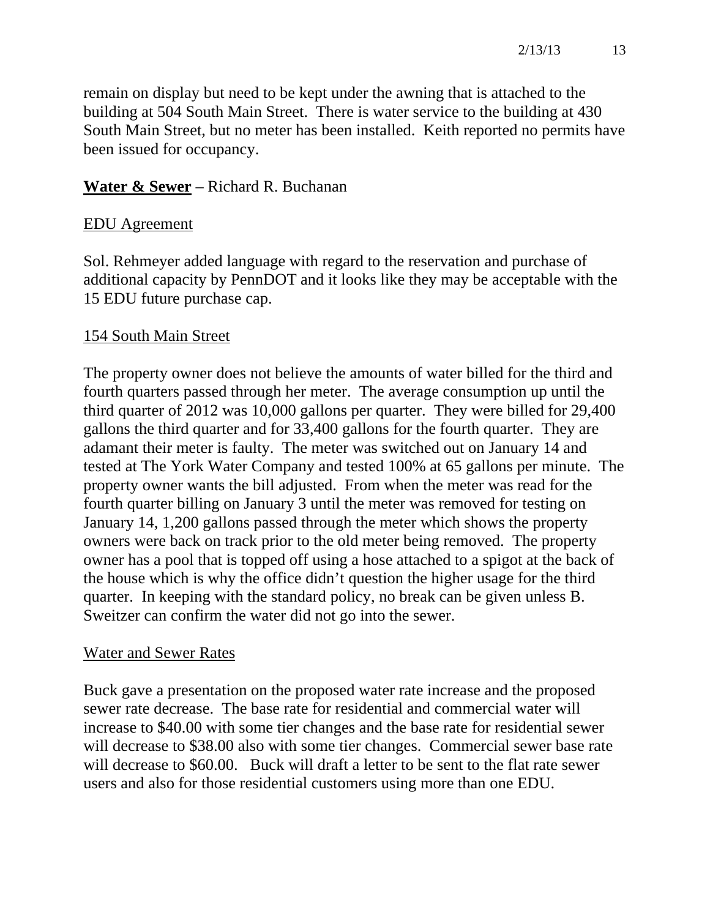remain on display but need to be kept under the awning that is attached to the building at 504 South Main Street. There is water service to the building at 430 South Main Street, but no meter has been installed. Keith reported no permits have been issued for occupancy.

**Water & Sewer** – Richard R. Buchanan

EDU Agreement

Sol. Rehmeyer added language with regard to the reservation and purchase of additional capacity by PennDOT and it looks like they may be acceptable with the 15 EDU future purchase cap.

154 South Main Street

The property owner does not believe the amounts of water billed for the third and fourth quarters passed through her meter. The average consumption up until the third quarter of 2012 was 10,000 gallons per quarter. They were billed for 29,400 gallons the third quarter and for 33,400 gallons for the fourth quarter. They are adamant their meter is faulty. The meter was switched out on January 14 and tested at The York Water Company and tested 100% at 65 gallons per minute. The property owner wants the bill adjusted. From when the meter was read for the fourth quarter billing on January 3 until the meter was removed for testing on January 14, 1,200 gallons passed through the meter which shows the property owners were back on track prior to the old meter being removed. The property owner has a pool that is topped off using a hose attached to a spigot at the back of the house which is why the office didn't question the higher usage for the third quarter. In keeping with the standard policy, no break can be given unless B. Sweitzer can confirm the water did not go into the sewer.

Water and Sewer Rates

Buck gave a presentation on the proposed water rate increase and the proposed sewer rate decrease. The base rate for residential and commercial water will increase to $40.00 with some tier changes and the base rate for residential sewer will decrease to $38.00 also with some tier changes. Commercial sewer base rate will decrease to $60.00. Buck will draft a letter to be sent to the flat rate sewer users and also for those residential customers using more than one EDU.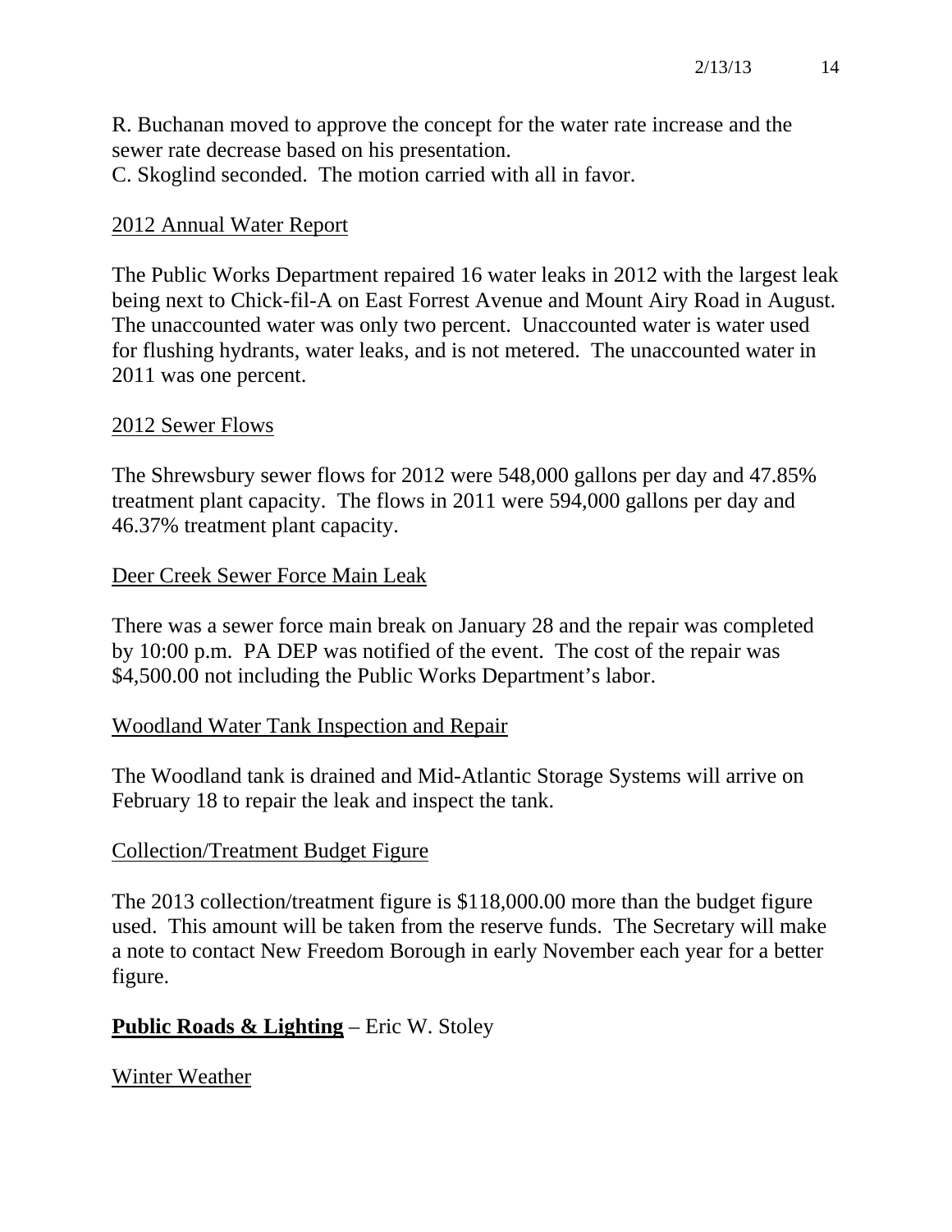R. Buchanan moved to approve the concept for the water rate increase and the sewer rate decrease based on his presentation.
C. Skoglind seconded. The motion carried with all in favor.

<u>2012 Annual Water Report</u>

The Public Works Department repaired 16 water leaks in 2012 with the largest leak being next to Chick-fil-A on East Forrest Avenue and Mount Airy Road in August. The unaccounted water was only two percent. Unaccounted water is water used for flushing hydrants, water leaks, and is not metered. The unaccounted water in 2011 was one percent.

<u>2012 Sewer Flows</u>

The Shrewsbury sewer flows for 2012 were 548,000 gallons per day and 47.85% treatment plant capacity. The flows in 2011 were 594,000 gallons per day and 46.37% treatment plant capacity.

<u>Deer Creek Sewer Force Main Leak</u>

There was a sewer force main break on January 28 and the repair was completed by 10:00 p.m. PA DEP was notified of the event. The cost of the repair was $4,500.00 not including the Public Works Department's labor.

<u>Woodland Water Tank Inspection and Repair</u>

The Woodland tank is drained and Mid-Atlantic Storage Systems will arrive on February 18 to repair the leak and inspect the tank.

<u>Collection/Treatment Budget Figure</u>

The 2013 collection/treatment figure is $118,000.00 more than the budget figure used. This amount will be taken from the reserve funds. The Secretary will make a note to contact New Freedom Borough in early November each year for a better figure.

**<u>Public Roads & Lighting</u>** – Eric W. Stoley

<u>Winter Weather</u>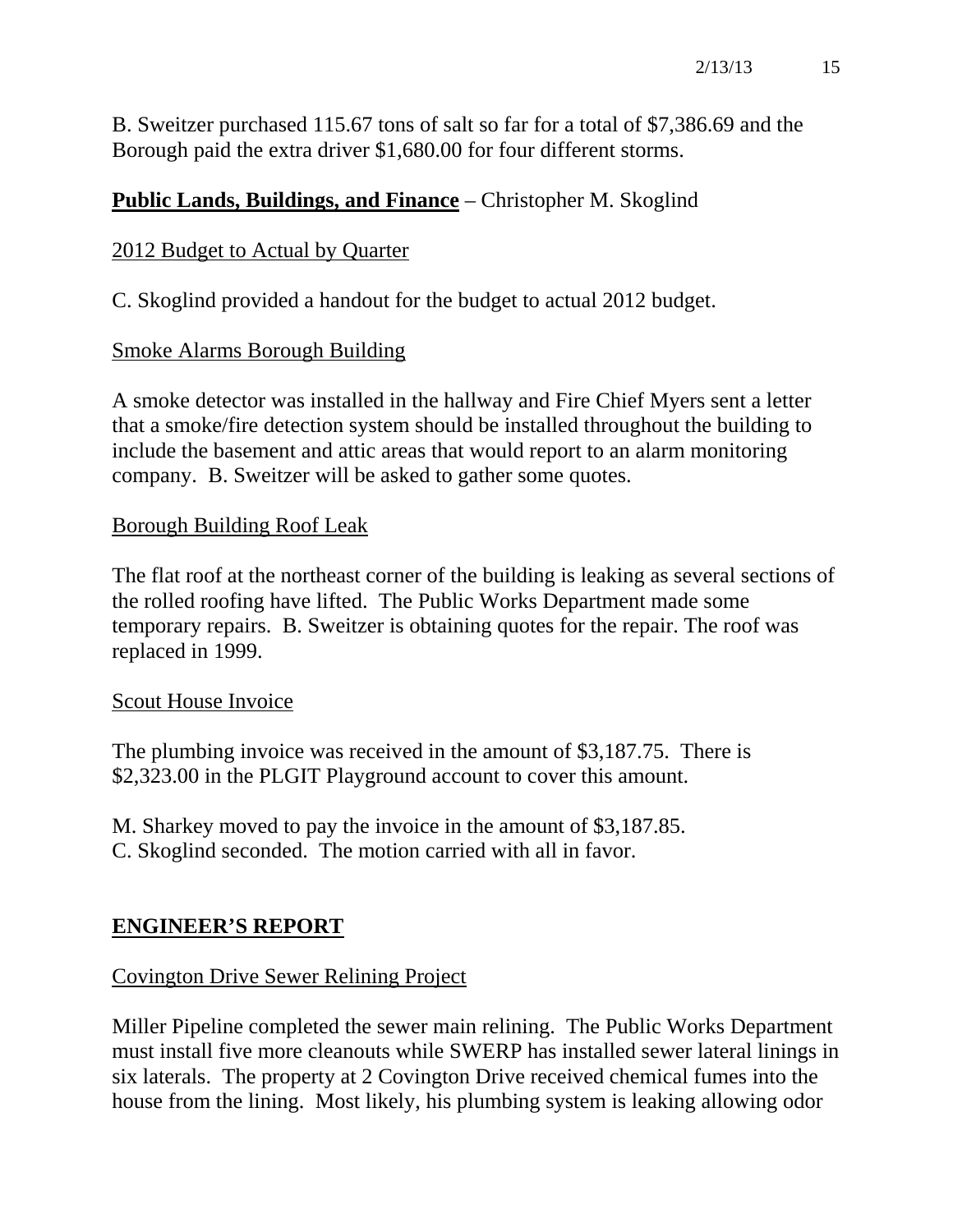B. Sweitzer purchased 115.67 tons of salt so far for a total of $7,386.69 and the Borough paid the extra driver $1,680.00 for four different storms.

**Public Lands, Buildings, and Finance** – Christopher M. Skoglind

2012 Budget to Actual by Quarter

C. Skoglind provided a handout for the budget to actual 2012 budget.

Smoke Alarms Borough Building

A smoke detector was installed in the hallway and Fire Chief Myers sent a letter that a smoke/fire detection system should be installed throughout the building to include the basement and attic areas that would report to an alarm monitoring company. B. Sweitzer will be asked to gather some quotes.

Borough Building Roof Leak

The flat roof at the northeast corner of the building is leaking as several sections of the rolled roofing have lifted. The Public Works Department made some temporary repairs. B. Sweitzer is obtaining quotes for the repair. The roof was replaced in 1999.

Scout House Invoice

The plumbing invoice was received in the amount of $3,187.75. There is $2,323.00 in the PLGIT Playground account to cover this amount.

M. Sharkey moved to pay the invoice in the amount of $3,187.85.
C. Skoglind seconded. The motion carried with all in favor.

**ENGINEER'S REPORT**

Covington Drive Sewer Relining Project

Miller Pipeline completed the sewer main relining. The Public Works Department must install five more cleanouts while SWERP has installed sewer lateral linings in six laterals. The property at 2 Covington Drive received chemical fumes into the house from the lining. Most likely, his plumbing system is leaking allowing odor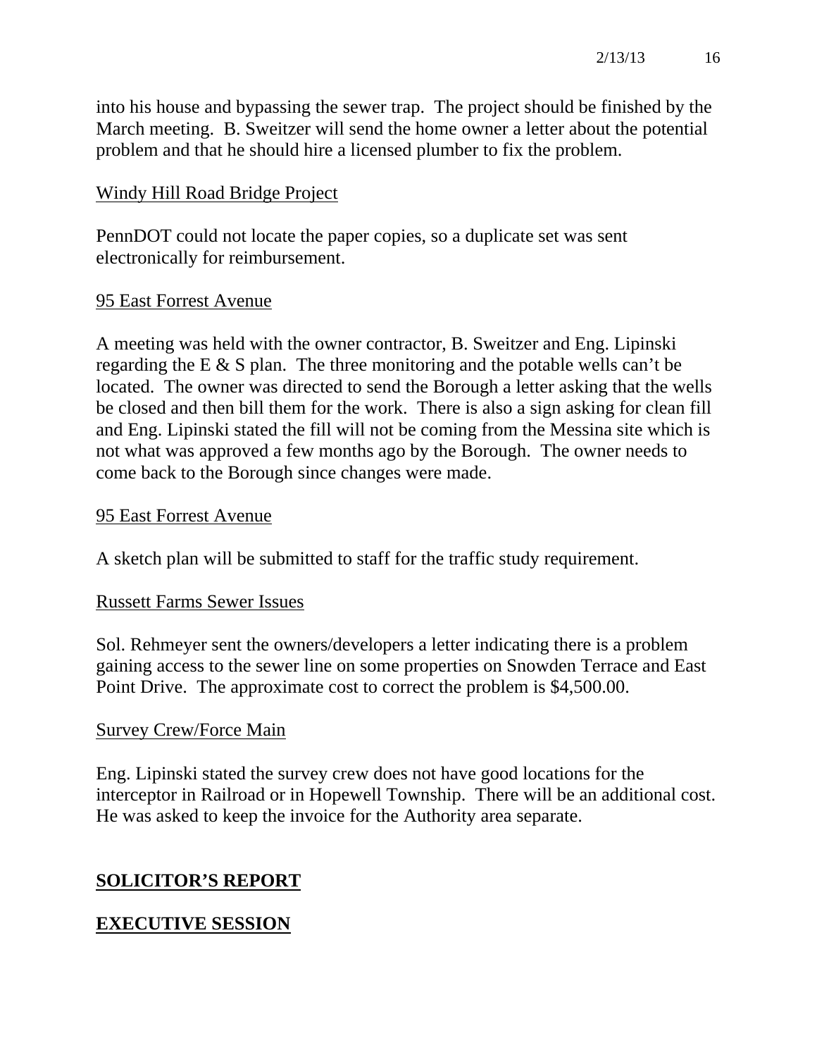into his house and bypassing the sewer trap. The project should be finished by the March meeting. B. Sweitzer will send the home owner a letter about the potential problem and that he should hire a licensed plumber to fix the problem.

<u>Windy Hill Road Bridge Project</u>

PennDOT could not locate the paper copies, so a duplicate set was sent electronically for reimbursement.

<u>95 East Forrest Avenue</u>

A meeting was held with the owner contractor, B. Sweitzer and Eng. Lipinski regarding the E & S plan. The three monitoring and the potable wells can't be located. The owner was directed to send the Borough a letter asking that the wells be closed and then bill them for the work. There is also a sign asking for clean fill and Eng. Lipinski stated the fill will not be coming from the Messina site which is not what was approved a few months ago by the Borough. The owner needs to come back to the Borough since changes were made.

<u>95 East Forrest Avenue</u>

A sketch plan will be submitted to staff for the traffic study requirement.

<u>Russett Farms Sewer Issues</u>

Sol. Rehmeyer sent the owners/developers a letter indicating there is a problem gaining access to the sewer line on some properties on Snowden Terrace and East Point Drive. The approximate cost to correct the problem is $4,500.00.

<u>Survey Crew/Force Main</u>

Eng. Lipinski stated the survey crew does not have good locations for the interceptor in Railroad or in Hopewell Township. There will be an additional cost. He was asked to keep the invoice for the Authority area separate.

## SOLICITOR'S REPORT

## EXECUTIVE SESSION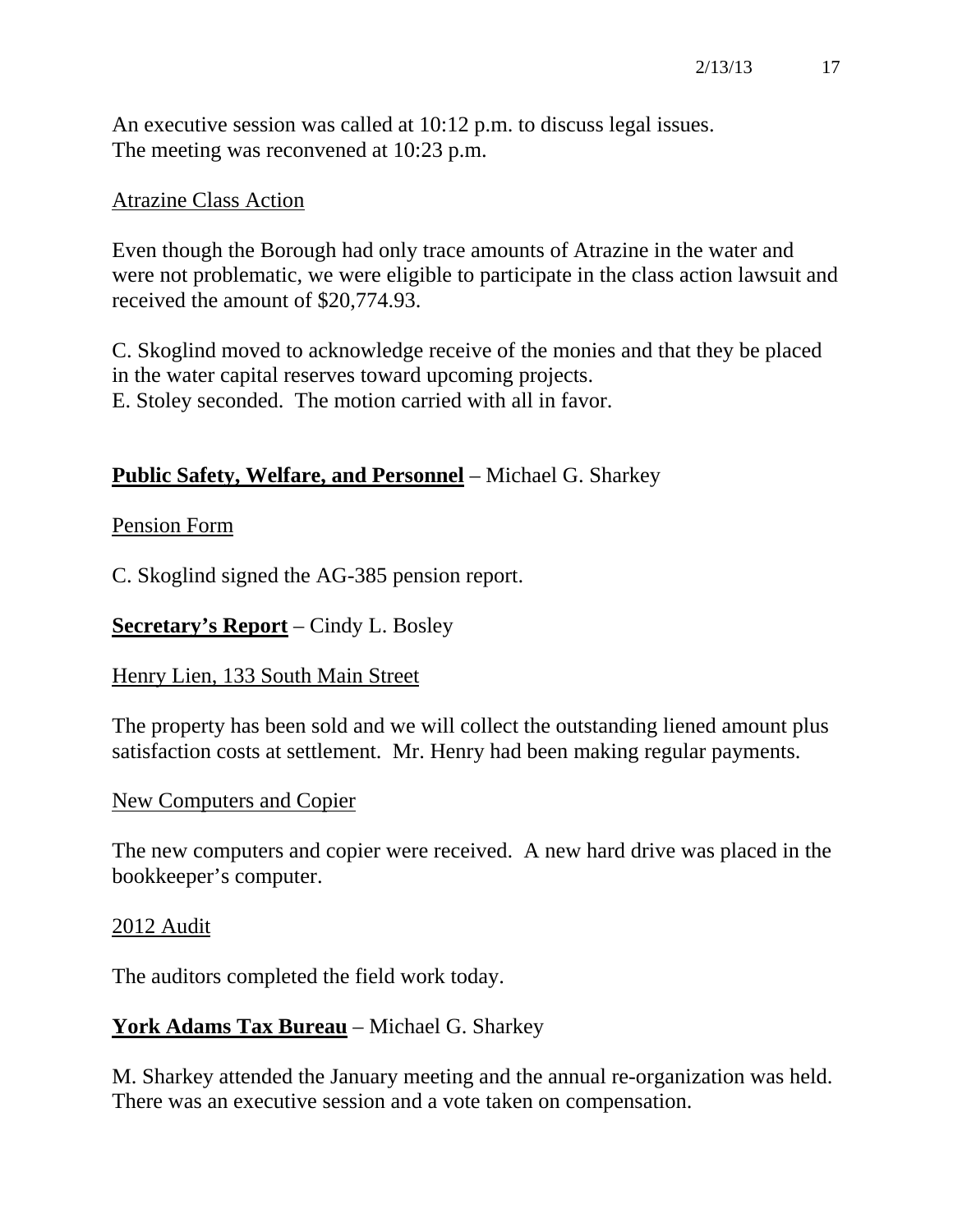An executive session was called at 10:12 p.m. to discuss legal issues.
The meeting was reconvened at 10:23 p.m.

Atrazine Class Action

Even though the Borough had only trace amounts of Atrazine in the water and were not problematic, we were eligible to participate in the class action lawsuit and received the amount of $20,774.93.

C. Skoglind moved to acknowledge receive of the monies and that they be placed in the water capital reserves toward upcoming projects.
E. Stoley seconded. The motion carried with all in favor.

## **Public Safety, Welfare, and Personnel** – Michael G. Sharkey

Pension Form

C. Skoglind signed the AG-385 pension report.

## **Secretary's Report** – Cindy L. Bosley

Henry Lien, 133 South Main Street

The property has been sold and we will collect the outstanding liened amount plus satisfaction costs at settlement. Mr. Henry had been making regular payments.

New Computers and Copier

The new computers and copier were received. A new hard drive was placed in the bookkeeper's computer.

2012 Audit

The auditors completed the field work today.

## **York Adams Tax Bureau** – Michael G. Sharkey

M. Sharkey attended the January meeting and the annual re-organization was held. There was an executive session and a vote taken on compensation.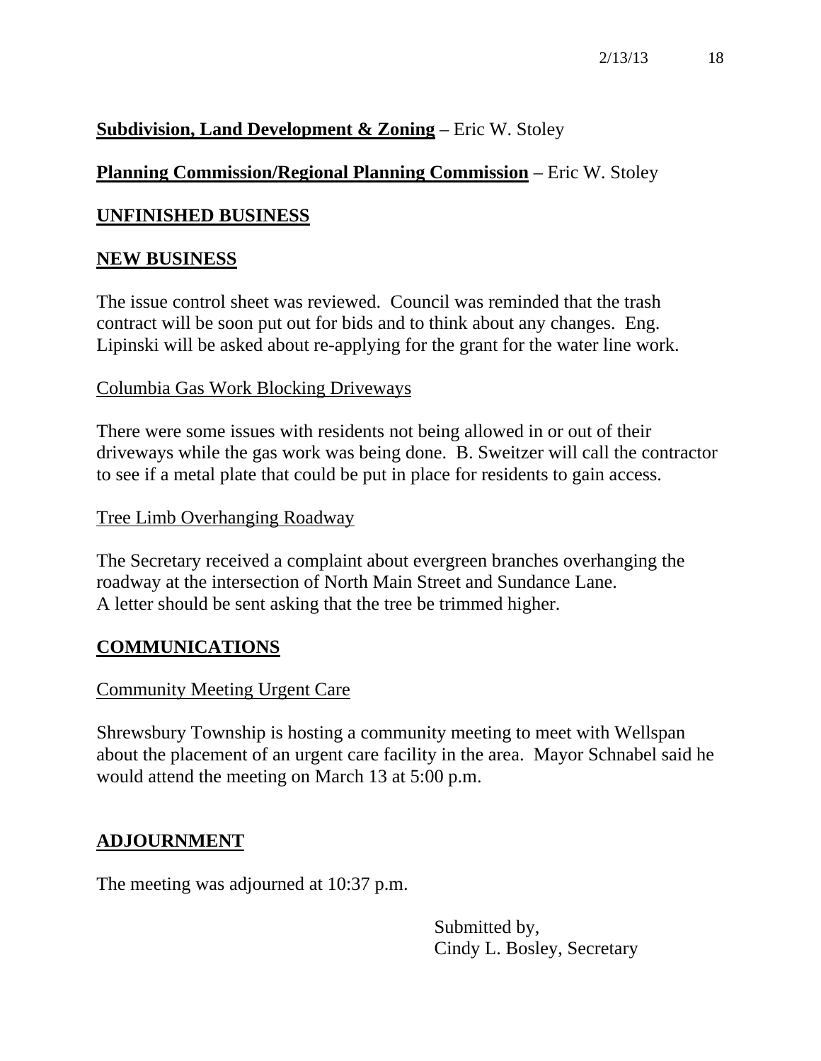**Subdivision, Land Development & Zoning** – Eric W. Stoley

**Planning Commission/Regional Planning Commission** – Eric W. Stoley

## UNFINISHED BUSINESS

## NEW BUSINESS

The issue control sheet was reviewed. Council was reminded that the trash contract will be soon put out for bids and to think about any changes. Eng. Lipinski will be asked about re-applying for the grant for the water line work.

Columbia Gas Work Blocking Driveways

There were some issues with residents not being allowed in or out of their driveways while the gas work was being done. B. Sweitzer will call the contractor to see if a metal plate that could be put in place for residents to gain access.

Tree Limb Overhanging Roadway

The Secretary received a complaint about evergreen branches overhanging the roadway at the intersection of North Main Street and Sundance Lane. A letter should be sent asking that the tree be trimmed higher.

## COMMUNICATIONS

Community Meeting Urgent Care

Shrewsbury Township is hosting a community meeting to meet with Wellspan about the placement of an urgent care facility in the area. Mayor Schnabel said he would attend the meeting on March 13 at 5:00 p.m.

## ADJOURNMENT

The meeting was adjourned at 10:37 p.m.

Submitted by,
Cindy L. Bosley, Secretary